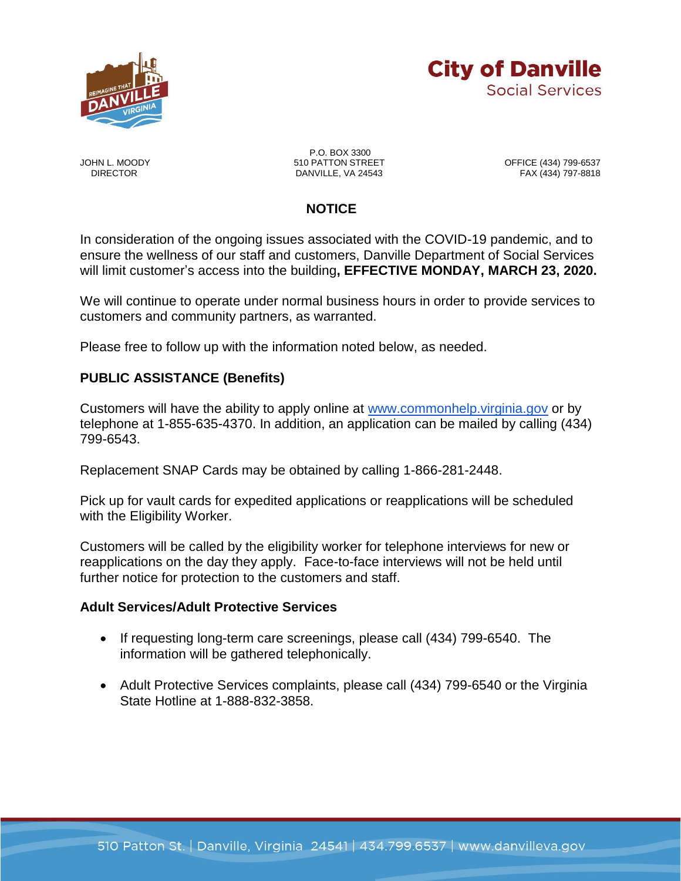**City of Danville**
Social Services

JOHN L. MODDY
DIRECTOR

P.O. BOX 3300
510 PATTON STREET
DANVILLE, VA 24543

OFFICE (434) 799-6537
FAX (434) 797-8818

## NOTICE

In consideration of the ongoing issues associated with the COVID-19 pandemic, and to ensure the wellness of our staff and customers, Danville Department of Social Services will limit customer's access into the building**, EFFECTIVE MONDAY, MARCH 23, 2020.**

We will continue to operate under normal business hours in order to provide services to customers and community partners, as warranted.

Please free to follow up with the information noted below, as needed.

### PUBLIC ASSISTANCE (Benefits)

Customers will have the ability to apply online at www.commonhelp.virginia.gov or by telephone at 1-855-635-4370. In addition, an application can be mailed by calling (434) 799-6543.

Replacement SNAP Cards may be obtained by calling 1-866-281-2448.

Pick up for vault cards for expedited applications or reapplications will be scheduled with the Eligibility Worker.

Customers will be called by the eligibility worker for telephone interviews for new or reapplications on the day they apply. Face-to-face interviews will not be held until further notice for protection to the customers and staff.

### Adult Services/Adult Protective Services

- If requesting long-term care screenings, please call (434) 799-6540. The information will be gathered telephonically.
- Adult Protective Services complaints, please call (434) 799-6540 or the Virginia State Hotline at 1-888-832-3858.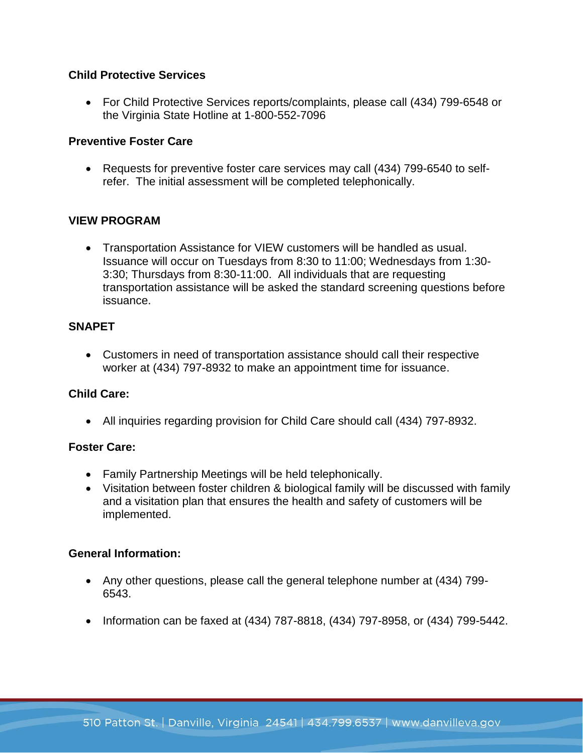**Child Protective Services**

- For Child Protective Services reports/complaints, please call (434) 799-6548 or the Virginia State Hotline at 1-800-552-7096

**Preventive Foster Care**

- Requests for preventive foster care services may call (434) 799-6540 to self-refer. The initial assessment will be completed telephonically.

**VIEW PROGRAM**

- Transportation Assistance for VIEW customers will be handled as usual. Issuance will occur on Tuesdays from 8:30 to 11:00; Wednesdays from 1:30-3:30; Thursdays from 8:30-11:00. All individuals that are requesting transportation assistance will be asked the standard screening questions before issuance.

**SNAPET**

- Customers in need of transportation assistance should call their respective worker at (434) 797-8932 to make an appointment time for issuance.

**Child Care:**

- All inquiries regarding provision for Child Care should call (434) 797-8932.

**Foster Care:**

- Family Partnership Meetings will be held telephonically.
- Visitation between foster children & biological family will be discussed with family and a visitation plan that ensures the health and safety of customers will be implemented.

**General Information:**

- Any other questions, please call the general telephone number at (434) 799-6543.

- Information can be faxed at (434) 787-8818, (434) 797-8958, or (434) 799-5442.